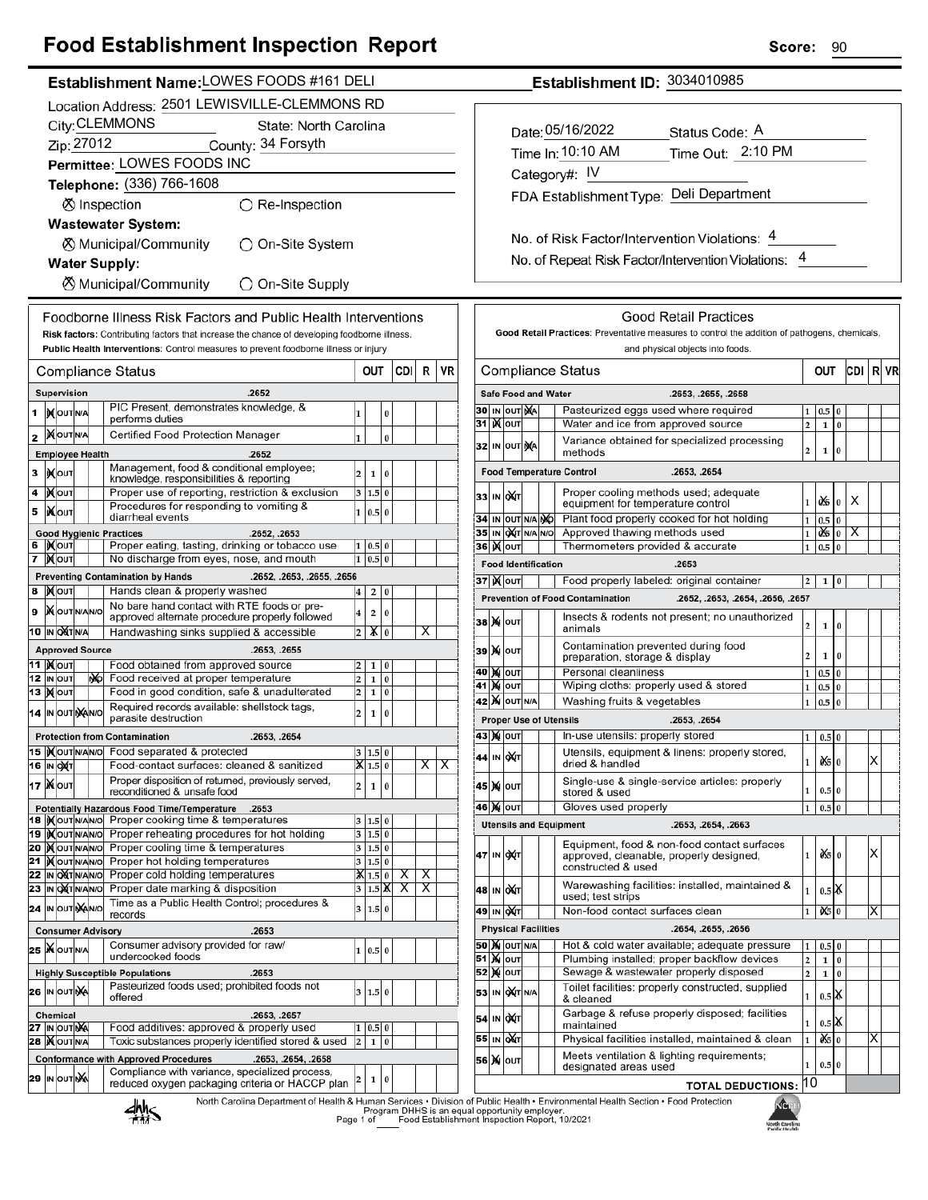# Food Establishment Inspection Report

**Score:** 90

**Establishment Name:** LOWES FOODS #161 DELI

**Establishment ID:** 3034010985

Location Address: 2501 LEWISVILLE-CLEMMONS RD

City: CLEMMONS  State: North Carolina

Zip: 27012  County: 34 Forsyth

**Permittee:** LOWES FOODS INC

**Telephone:** (336) 766-1608

☒ Inspection  ○ Re-Inspection

**Wastewater System:**

☒ Municipal/Community  ○ On-Site System

**Water Supply:**

☒ Municipal/Community  ○ On-Site Supply

Date: 05/16/2022  Status Code: A

Time In: 10:10 AM  Time Out: 2:10 PM

Category#: IV

FDA Establishment Type: Deli Department

No. of Risk Factor/Intervention Violations: 4

No. of Repeat Risk Factor/Intervention Violations: 4

## Foodborne Illness Risk Factors and Public Health Interventions

**Risk factors:** Contributing factors that increase the chance of developing foodborne illness.
**Public Health Interventions:** Control measures to prevent foodborne illness or injury

| # | Compliance Status | Mark | Item | OUT | CDI | R | VR |
|---|---|---|---|---|---|---|---|
| | **Supervision** | | .2652 | | | | |
| 1 | IN OUT N/A | IN | PIC Present, demonstrates knowledge, & performs duties | 1 / 0 | | | |
| 2 | IN OUT N/A | IN | Certified Food Protection Manager | 1 / 0 | | | |
| | **Employee Health** | | .2652 | | | | |
| 3 | IN OUT | IN | Management, food & conditional employee; knowledge, responsibilities & reporting | 2 / 1 / 0 | | | |
| 4 | IN OUT | IN | Proper use of reporting, restriction & exclusion | 3 / 1.5 / 0 | | | |
| 5 | IN OUT | IN | Procedures for responding to vomiting & diarrheal events | 1 / 0.5 / 0 | | | |
| | **Good Hygienic Practices** | | .2652, .2653 | | | | |
| 6 | IN OUT | IN | Proper eating, tasting, drinking or tobacco use | 1 / 0.5 / 0 | | | |
| 7 | IN OUT | IN | No discharge from eyes, nose, and mouth | 1 / 0.5 / 0 | | | |
| | **Preventing Contamination by Hands** | | .2652, .2653, .2655, .2656 | | | | |
| 8 | IN OUT | IN | Hands clean & properly washed | 4 / 2 / 0 | | | |
| 9 | IN OUT N/A N/O | IN | No bare hand contact with RTE foods or pre-approved alternate procedure properly followed | 4 / 2 / 0 | | | |
| 10 | IN OUT N/A | OUT | Handwashing sinks supplied & accessible | 2 / X(1) / 0 | | X | |
| | **Approved Source** | | .2653, .2655 | | | | |
| 11 | IN OUT | IN | Food obtained from approved source | 2 / 1 / 0 | | | |
| 12 | IN OUT N/O | N/O | Food received at proper temperature | 2 / 1 / 0 | | | |
| 13 | IN OUT | IN | Food in good condition, safe & unadulterated | 2 / 1 / 0 | | | |
| 14 | IN OUT N/A N/O | N/A | Required records available: shellstock tags, parasite destruction | 2 / 1 / 0 | | | |
| | **Protection from Contamination** | | .2653, .2654 | | | | |
| 15 | IN OUT N/A N/O | IN | Food separated & protected | 3 / 1.5 / 0 | | | |
| 16 | IN OUT | OUT | Food-contact surfaces: cleaned & sanitized | X(3) / 1.5 / 0 | | X | X |
| 17 | IN OUT | IN | Proper disposition of returned, previously served, reconditioned & unsafe food | 2 / 1 / 0 | | | |
| | **Potentially Hazardous Food Time/Temperature** | | .2653 | | | | |
| 18 | IN OUT N/A N/O | IN | Proper cooking time & temperatures | 3 / 1.5 / 0 | | | |
| 19 | IN OUT N/A N/O | IN | Proper reheating procedures for hot holding | 3 / 1.5 / 0 | | | |
| 20 | IN OUT N/A N/O | IN | Proper cooling time & temperatures | 3 / 1.5 / 0 | | | |
| 21 | IN OUT N/A N/O | IN | Proper hot holding temperatures | 3 / 1.5 / 0 | | | |
| 22 | IN OUT N/A N/O | OUT | Proper cold holding temperatures | X(3) / 1.5 / 0 | X | X | |
| 23 | IN OUT N/A N/O | OUT | Proper date marking & disposition | 3 / 1.5 / X(0) | X | X | |
| 24 | IN OUT N/A N/O | N/A | Time as a Public Health Control; procedures & records | 3 / 1.5 / 0 | | | |
| | **Consumer Advisory** | | .2653 | | | | |
| 25 | IN OUT N/A | IN | Consumer advisory provided for raw/undercooked foods | 1 / 0.5 / 0 | | | |
| | **Highly Susceptible Populations** | | .2653 | | | | |
| 26 | IN OUT N/A | N/A | Pasteurized foods used; prohibited foods not offered | 3 / 1.5 / 0 | | | |
| | **Chemical** | | .2653, .2657 | | | | |
| 27 | IN OUT N/A | N/A | Food additives: approved & properly used | 1 / 0.5 / 0 | | | |
| 28 | IN OUT N/A | IN | Toxic substances properly identified stored & used | 2 / 1 / 0 | | | |
| | **Conformance with Approved Procedures** | | .2653, .2654, .2658 | | | | |
| 29 | IN OUT N/A | N/A | Compliance with variance, specialized process, reduced oxygen packaging criteria or HACCP plan | 2 / 1 / 0 | | | |

## Good Retail Practices

**Good Retail Practices:** Preventative measures to control the addition of pathogens, chemicals, and physical objects into foods.

| # | Compliance Status | Mark | Item | OUT | CDI | R | VR |
|---|---|---|---|---|---|---|---|
| | **Safe Food and Water** | | .2653, .2655, .2658 | | | | |
| 30 | IN OUT N/A | N/A | Pasteurized eggs used where required | 1 / 0.5 / 0 | | | |
| 31 | IN OUT | IN | Water and ice from approved source | 2 / 1 / 0 | | | |
| 32 | IN OUT N/A | N/A | Variance obtained for specialized processing methods | 2 / 1 / 0 | | | |
| | **Food Temperature Control** | | .2653, .2654 | | | | |
| 33 | IN OUT | OUT | Proper cooling methods used; adequate equipment for temperature control | 1 / X(0.5) / 0 | X | | |
| 34 | IN OUT N/A N/O | N/O | Plant food properly cooked for hot holding | 1 / 0.5 / 0 | | | |
| 35 | IN OUT N/A N/O | OUT | Approved thawing methods used | 1 / X(0.5) / 0 | X | | |
| 36 | IN OUT | IN | Thermometers provided & accurate | 1 / 0.5 / 0 | | | |
| | **Food Identification** | | .2653 | | | | |
| 37 | IN OUT | IN | Food properly labeled: original container | 2 / 1 / 0 | | | |
| | **Prevention of Food Contamination** | | .2652, .2653, .2654, .2656, .2657 | | | | |
| 38 | IN OUT | IN | Insects & rodents not present; no unauthorized animals | 2 / 1 / 0 | | | |
| 39 | IN OUT | IN | Contamination prevented during food preparation, storage & display | 2 / 1 / 0 | | | |
| 40 | IN OUT | IN | Personal cleanliness | 1 / 0.5 / 0 | | | |
| 41 | IN OUT | IN | Wiping cloths: properly used & stored | 1 / 0.5 / 0 | | | |
| 42 | IN OUT N/A | IN | Washing fruits & vegetables | 1 / 0.5 / 0 | | | |
| | **Proper Use of Utensils** | | .2653, .2654 | | | | |
| 43 | IN OUT | IN | In-use utensils: properly stored | 1 / 0.5 / 0 | | | |
| 44 | IN OUT | OUT | Utensils, equipment & linens: properly stored, dried & handled | 1 / X(0.5) / 0 | | X | |
| 45 | IN OUT | IN | Single-use & single-service articles: properly stored & used | 1 / 0.5 / 0 | | | |
| 46 | IN OUT | IN | Gloves used properly | 1 / 0.5 / 0 | | | |
| | **Utensils and Equipment** | | .2653, .2654, .2663 | | | | |
| 47 | IN OUT | OUT | Equipment, food & non-food contact surfaces approved, cleanable, properly designed, constructed & used | X(1) / 0.5 / 0 | | X | |
| 48 | IN OUT | OUT | Warewashing facilities: installed, maintained & used; test strips | 1 / 0.5 / X(0) | | | |
| 49 | IN OUT | OUT | Non-food contact surfaces clean | 1 / X(0.5) / 0 | | X | |
| | **Physical Facilities** | | .2654, .2655, .2656 | | | | |
| 50 | IN OUT N/A | IN | Hot & cold water available; adequate pressure | 1 / 0.5 / 0 | | | |
| 51 | IN OUT | IN | Plumbing installed; proper backflow devices | 2 / 1 / 0 | | | |
| 52 | IN OUT | IN | Sewage & wastewater properly disposed | 2 / 1 / 0 | | | |
| 53 | IN OUT N/A | OUT | Toilet facilities: properly constructed, supplied & cleaned | 1 / 0.5 / X(0) | | | |
| 54 | IN OUT | OUT | Garbage & refuse properly disposed; facilities maintained | 1 / 0.5 / X(0) | | | |
| 55 | IN OUT | OUT | Physical facilities installed, maintained & clean | 1 / X(0.5) / 0 | | X | |
| 56 | IN OUT | IN | Meets ventilation & lighting requirements; designated areas used | 1 / 0.5 / 0 | | | |

**TOTAL DEDUCTIONS:** 10

North Carolina Department of Health & Human Services • Division of Public Health • Environmental Health Section • Food Protection Program DHHS is an equal opportunity employer.
Food Establishment Inspection Report, 10/2021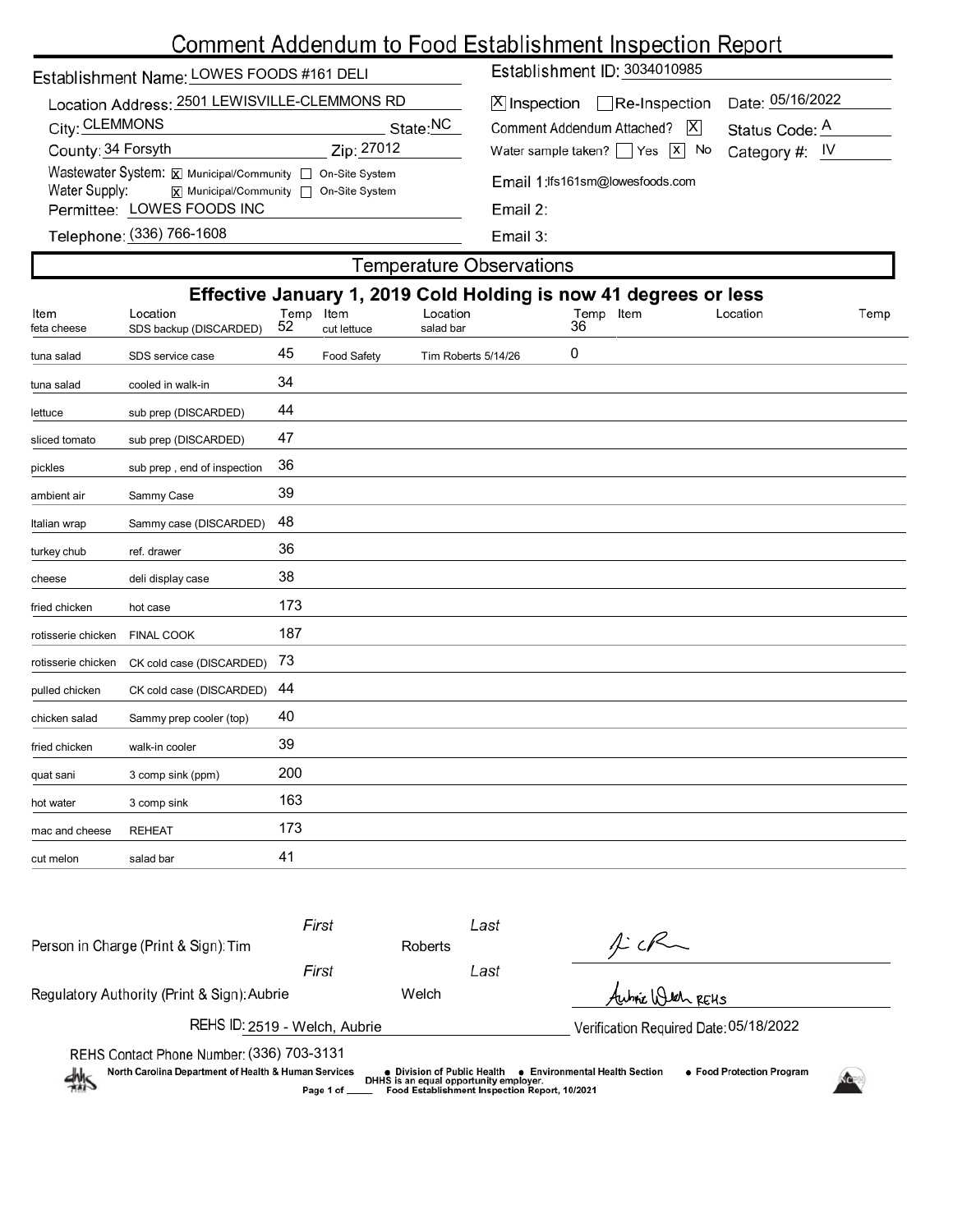# Comment Addendum to Food Establishment Inspection Report

**Establishment Name:** LOWES FOODS #161 DELI

**Establishment ID:** 3034010985

**Location Address:** 2501 LEWISVILLE-CLEMMONS RD

**City:** CLEMMONS  **State:** NC

**County:** 34 Forsyth  **Zip:** 27012

**Wastewater System:** [X] Municipal/Community [ ] On-Site System

**Water Supply:** [X] Municipal/Community [ ] On-Site System

**Permittee:** LOWES FOODS INC

**Telephone:** (336) 766-1608

[X] Inspection [ ] Re-Inspection  **Date:** 05/16/2022

**Comment Addendum Attached?** [X]  **Status Code:** A

**Water sample taken?** [ ] Yes [X] No  **Category #:** IV

**Email 1:** lfs161sm@lowesfoods.com

**Email 2:**

**Email 3:**

## Temperature Observations

### Effective January 1, 2019 Cold Holding is now 41 degrees or less

| Item | Location | Temp | Item | Location | Temp | Item | Location | Temp |
|---|---|---|---|---|---|---|---|---|
| feta cheese | SDS backup (DISCARDED) | 52 | cut lettuce | salad bar | 36 | | | |
| tuna salad | SDS service case | 45 | Food Safety | Tim Roberts 5/14/26 | 0 | | | |
| tuna salad | cooled in walk-in | 34 | | | | | | |
| lettuce | sub prep (DISCARDED) | 44 | | | | | | |
| sliced tomato | sub prep (DISCARDED) | 47 | | | | | | |
| pickles | sub prep , end of inspection | 36 | | | | | | |
| ambient air | Sammy Case | 39 | | | | | | |
| Italian wrap | Sammy case (DISCARDED) | 48 | | | | | | |
| turkey chub | ref. drawer | 36 | | | | | | |
| cheese | deli display case | 38 | | | | | | |
| fried chicken | hot case | 173 | | | | | | |
| rotisserie chicken | FINAL COOK | 187 | | | | | | |
| rotisserie chicken | CK cold case (DISCARDED) | 73 | | | | | | |
| pulled chicken | CK cold case (DISCARDED) | 44 | | | | | | |
| chicken salad | Sammy prep cooler (top) | 40 | | | | | | |
| fried chicken | walk-in cooler | 39 | | | | | | |
| quat sani | 3 comp sink (ppm) | 200 | | | | | | |
| hot water | 3 comp sink | 163 | | | | | | |
| mac and cheese | REHEAT | 173 | | | | | | |
| cut melon | salad bar | 41 | | | | | | |

**Person in Charge (Print & Sign):** First: Tim  Last: Roberts

**Regulatory Authority (Print & Sign):** First: Aubrie  Last: Welch  Aubrie Welch REHS

**REHS ID:** 2519 - Welch, Aubrie

**Verification Required Date:** 05/18/2022

**REHS Contact Phone Number:** (336) 703-3131

North Carolina Department of Health & Human Services • Division of Public Health • Environmental Health Section • Food Protection Program

DHHS is an equal opportunity employer.

Food Establishment Inspection Report, 10/2021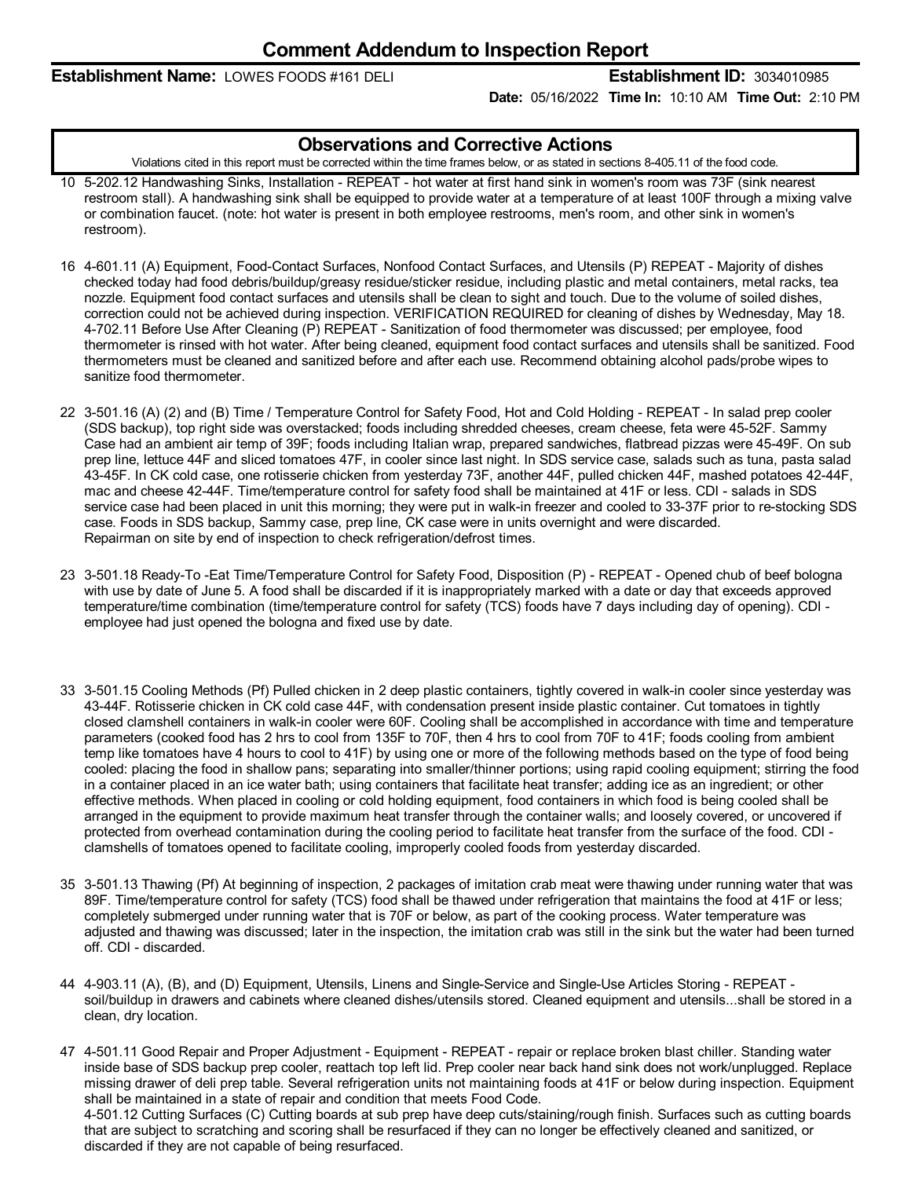# Comment Addendum to Inspection Report

**Establishment Name:** LOWES FOODS #161 DELI **Establishment ID:** 3034010985

**Date:** 05/16/2022 **Time In:** 10:10 AM **Time Out:** 2:10 PM

## Observations and Corrective Actions

Violations cited in this report must be corrected within the time frames below, or as stated in sections 8-405.11 of the food code.

10 5-202.12 Handwashing Sinks, Installation - REPEAT - hot water at first hand sink in women's room was 73F (sink nearest restroom stall). A handwashing sink shall be equipped to provide water at a temperature of at least 100F through a mixing valve or combination faucet. (note: hot water is present in both employee restrooms, men's room, and other sink in women's restroom).

16 4-601.11 (A) Equipment, Food-Contact Surfaces, Nonfood Contact Surfaces, and Utensils (P) REPEAT - Majority of dishes checked today had food debris/buildup/greasy residue/sticker residue, including plastic and metal containers, metal racks, tea nozzle. Equipment food contact surfaces and utensils shall be clean to sight and touch. Due to the volume of soiled dishes, correction could not be achieved during inspection. VERIFICATION REQUIRED for cleaning of dishes by Wednesday, May 18.
4-702.11 Before Use After Cleaning (P) REPEAT - Sanitization of food thermometer was discussed; per employee, food thermometer is rinsed with hot water. After being cleaned, equipment food contact surfaces and utensils shall be sanitized. Food thermometers must be cleaned and sanitized before and after each use. Recommend obtaining alcohol pads/probe wipes to sanitize food thermometer.

22 3-501.16 (A) (2) and (B) Time / Temperature Control for Safety Food, Hot and Cold Holding - REPEAT - In salad prep cooler (SDS backup), top right side was overstacked; foods including shredded cheeses, cream cheese, feta were 45-52F. Sammy Case had an ambient air temp of 39F; foods including Italian wrap, prepared sandwiches, flatbread pizzas were 45-49F. On sub prep line, lettuce 44F and sliced tomatoes 47F, in cooler since last night. In SDS service case, salads such as tuna, pasta salad 43-45F. In CK cold case, one rotisserie chicken from yesterday 73F, another 44F, pulled chicken 44F, mashed potatoes 42-44F, mac and cheese 42-44F. Time/temperature control for safety food shall be maintained at 41F or less. CDI - salads in SDS service case had been placed in unit this morning; they were put in walk-in freezer and cooled to 33-37F prior to re-stocking SDS case. Foods in SDS backup, Sammy case, prep line, CK case were in units overnight and were discarded.
Repairman on site by end of inspection to check refrigeration/defrost times.

23 3-501.18 Ready-To -Eat Time/Temperature Control for Safety Food, Disposition (P) - REPEAT - Opened chub of beef bologna with use by date of June 5. A food shall be discarded if it is inappropriately marked with a date or day that exceeds approved temperature/time combination (time/temperature control for safety (TCS) foods have 7 days including day of opening). CDI - employee had just opened the bologna and fixed use by date.

33 3-501.15 Cooling Methods (Pf) Pulled chicken in 2 deep plastic containers, tightly covered in walk-in cooler since yesterday was 43-44F. Rotisserie chicken in CK cold case 44F, with condensation present inside plastic container. Cut tomatoes in tightly closed clamshell containers in walk-in cooler were 60F. Cooling shall be accomplished in accordance with time and temperature parameters (cooked food has 2 hrs to cool from 135F to 70F, then 4 hrs to cool from 70F to 41F; foods cooling from ambient temp like tomatoes have 4 hours to cool to 41F) by using one or more of the following methods based on the type of food being cooled: placing the food in shallow pans; separating into smaller/thinner portions; using rapid cooling equipment; stirring the food in a container placed in an ice water bath; using containers that facilitate heat transfer; adding ice as an ingredient; or other effective methods. When placed in cooling or cold holding equipment, food containers in which food is being cooled shall be arranged in the equipment to provide maximum heat transfer through the container walls; and loosely covered, or uncovered if protected from overhead contamination during the cooling period to facilitate heat transfer from the surface of the food. CDI - clamshells of tomatoes opened to facilitate cooling, improperly cooled foods from yesterday discarded.

35 3-501.13 Thawing (Pf) At beginning of inspection, 2 packages of imitation crab meat were thawing under running water that was 89F. Time/temperature control for safety (TCS) food shall be thawed under refrigeration that maintains the food at 41F or less; completely submerged under running water that is 70F or below, as part of the cooking process. Water temperature was adjusted and thawing was discussed; later in the inspection, the imitation crab was still in the sink but the water had been turned off. CDI - discarded.

44 4-903.11 (A), (B), and (D) Equipment, Utensils, Linens and Single-Service and Single-Use Articles Storing - REPEAT - soil/buildup in drawers and cabinets where cleaned dishes/utensils stored. Cleaned equipment and utensils...shall be stored in a clean, dry location.

47 4-501.11 Good Repair and Proper Adjustment - Equipment - REPEAT - repair or replace broken blast chiller. Standing water inside base of SDS backup prep cooler, reattach top left lid. Prep cooler near back hand sink does not work/unplugged. Replace missing drawer of deli prep table. Several refrigeration units not maintaining foods at 41F or below during inspection. Equipment shall be maintained in a state of repair and condition that meets Food Code.
4-501.12 Cutting Surfaces (C) Cutting boards at sub prep have deep cuts/staining/rough finish. Surfaces such as cutting boards that are subject to scratching and scoring shall be resurfaced if they can no longer be effectively cleaned and sanitized, or discarded if they are not capable of being resurfaced.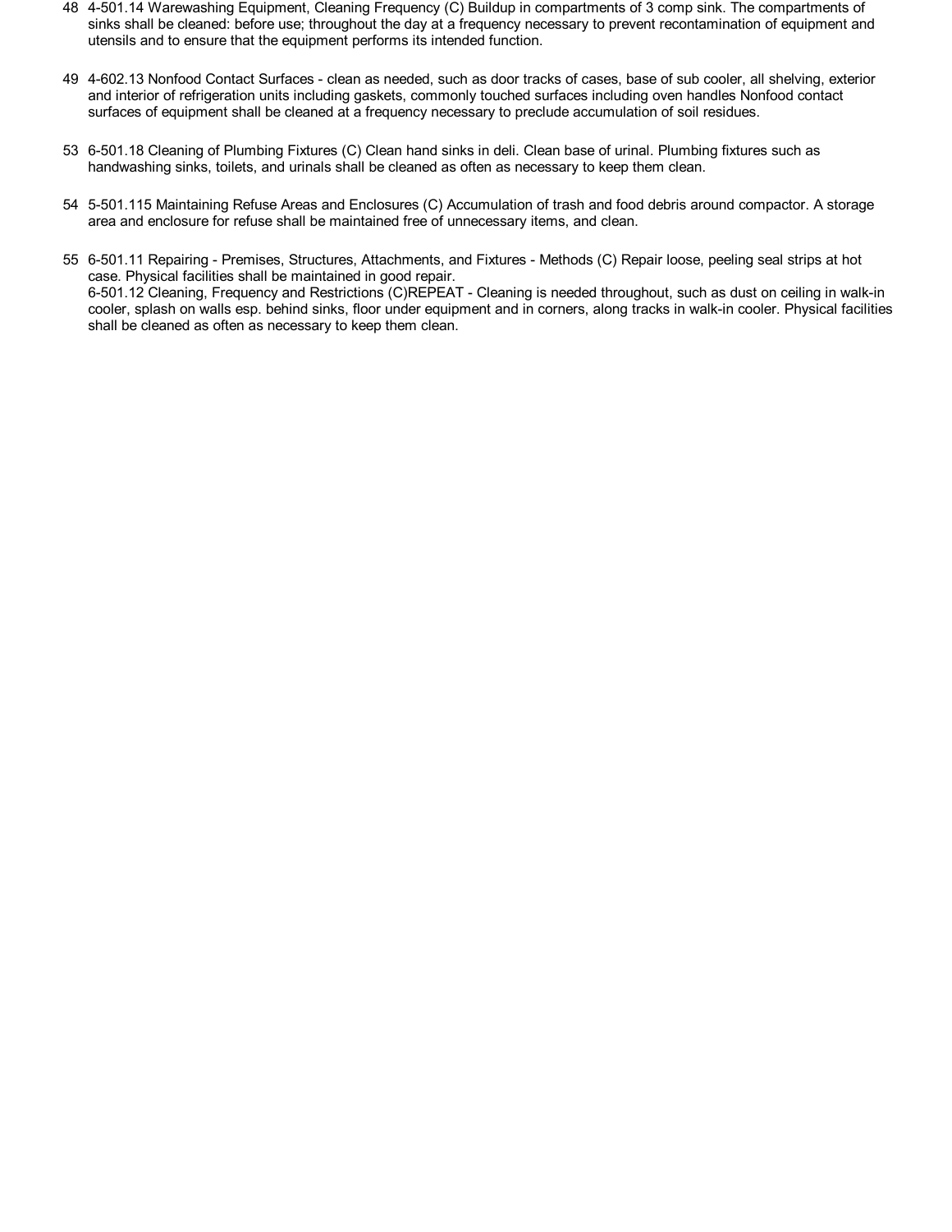48 4-501.14 Warewashing Equipment, Cleaning Frequency (C) Buildup in compartments of 3 comp sink. The compartments of sinks shall be cleaned: before use; throughout the day at a frequency necessary to prevent recontamination of equipment and utensils and to ensure that the equipment performs its intended function.

49 4-602.13 Nonfood Contact Surfaces - clean as needed, such as door tracks of cases, base of sub cooler, all shelving, exterior and interior of refrigeration units including gaskets, commonly touched surfaces including oven handles Nonfood contact surfaces of equipment shall be cleaned at a frequency necessary to preclude accumulation of soil residues.

53 6-501.18 Cleaning of Plumbing Fixtures (C) Clean hand sinks in deli. Clean base of urinal. Plumbing fixtures such as handwashing sinks, toilets, and urinals shall be cleaned as often as necessary to keep them clean.

54 5-501.115 Maintaining Refuse Areas and Enclosures (C) Accumulation of trash and food debris around compactor. A storage area and enclosure for refuse shall be maintained free of unnecessary items, and clean.

55 6-501.11 Repairing - Premises, Structures, Attachments, and Fixtures - Methods (C) Repair loose, peeling seal strips at hot case. Physical facilities shall be maintained in good repair.
6-501.12 Cleaning, Frequency and Restrictions (C)REPEAT - Cleaning is needed throughout, such as dust on ceiling in walk-in cooler, splash on walls esp. behind sinks, floor under equipment and in corners, along tracks in walk-in cooler. Physical facilities shall be cleaned as often as necessary to keep them clean.